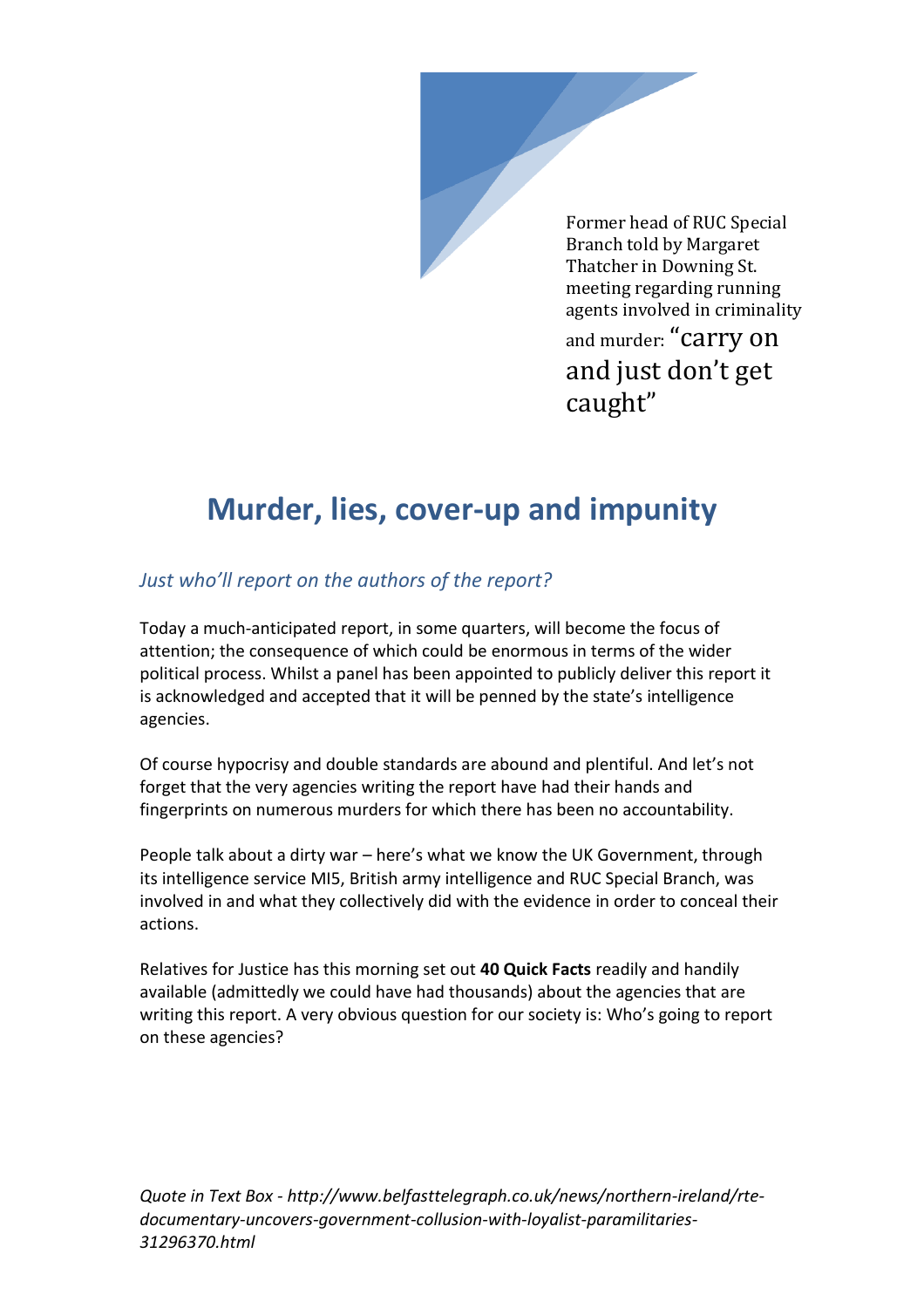Former head of RUC Special Branch told by Margaret Thatcher in Downing St. meeting regarding running agents involved in criminality and murder: "carry on and just don't get caught"

# Murder, lies, cover-up and impunity

## *Just who'll report on the authors of the report?*

Today a much-anticipated report, in some quarters, will become the focus of attention; the consequence of which could be enormous in terms of the wider political process. Whilst a panel has been appointed to publicly deliver this report it is acknowledged and accepted that it will be penned by the state's intelligence agencies.

Of course hypocrisy and double standards are abound and plentiful. And let's not forget that the very agencies writing the report have had their hands and fingerprints on numerous murders for which there has been no accountability.

People talk about a dirty war – here's what we know the UK Government, through its intelligence service MI5, British army intelligence and RUC Special Branch, was involved in and what they collectively did with the evidence in order to conceal their actions.

Relatives for Justice has this morning set out **40 Quick Facts** readily and handily available (admittedly we could have had thousands) about the agencies that are writing this report. A very obvious question for our society is: Who's going to report on these agencies?

*Quote in Text Box - http://www.belfasttelegraph.co.uk/news/northern-ireland/rte-documentary-uncovers-government-collusion-with-loyalist-paramilitaries-31296370.html*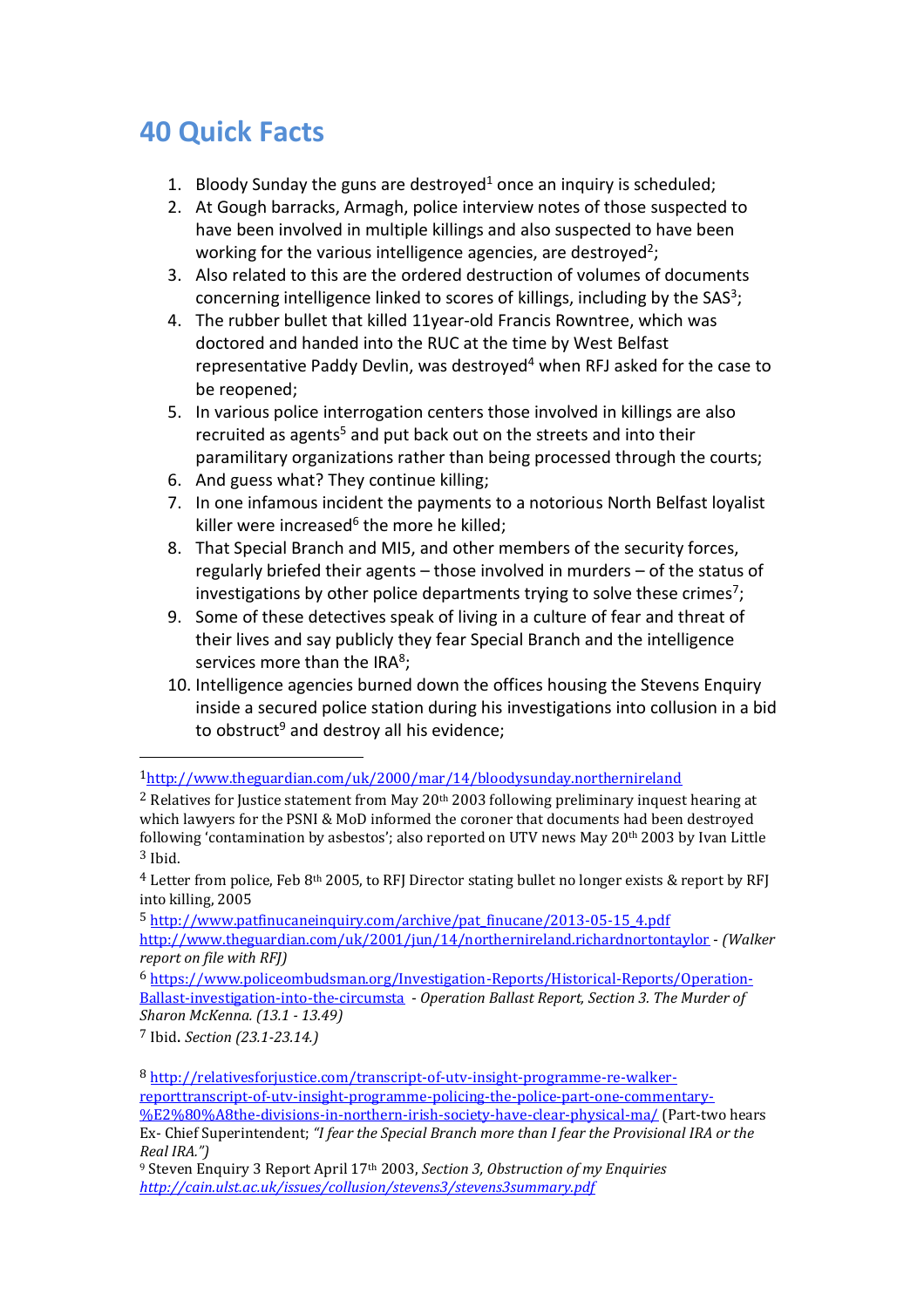## 40 Quick Facts

1. Bloody Sunday the guns are destroyed[1] once an inquiry is scheduled;
2. At Gough barracks, Armagh, police interview notes of those suspected to have been involved in multiple killings and also suspected to have been working for the various intelligence agencies, are destroyed[2];
3. Also related to this are the ordered destruction of volumes of documents concerning intelligence linked to scores of killings, including by the SAS[3];
4. The rubber bullet that killed 11year-old Francis Rowntree, which was doctored and handed into the RUC at the time by West Belfast representative Paddy Devlin, was destroyed[4] when RFJ asked for the case to be reopened;
5. In various police interrogation centers those involved in killings are also recruited as agents[5] and put back out on the streets and into their paramilitary organizations rather than being processed through the courts;
6. And guess what? They continue killing;
7. In one infamous incident the payments to a notorious North Belfast loyalist killer were increased[6] the more he killed;
8. That Special Branch and MI5, and other members of the security forces, regularly briefed their agents – those involved in murders – of the status of investigations by other police departments trying to solve these crimes[7];
9. Some of these detectives speak of living in a culture of fear and threat of their lives and say publicly they fear Special Branch and the intelligence services more than the IRA[8];
10. Intelligence agencies burned down the offices housing the Stevens Enquiry inside a secured police station during his investigations into collusion in a bid to obstruct[9] and destroy all his evidence;

---

[1] http://www.theguardian.com/uk/2000/mar/14/bloodysunday.northernireland

[2] Relatives for Justice statement from May 20th 2003 following preliminary inquest hearing at which lawyers for the PSNI & MoD informed the coroner that documents had been destroyed following 'contamination by asbestos'; also reported on UTV news May 20th 2003 by Ivan Little

[3] Ibid.

[4] Letter from police, Feb 8th 2005, to RFJ Director stating bullet no longer exists & report by RFJ into killing, 2005

[5] http://www.patfinucaneinquiry.com/archive/pat_finucane/2013-05-15_4.pdf
http://www.theguardian.com/uk/2001/jun/14/northernireland.richardnortontaylor - *(Walker report on file with RFJ)*

[6] https://www.policeombudsman.org/Investigation-Reports/Historical-Reports/Operation-Ballast-investigation-into-the-circumsta - *Operation Ballast Report, Section 3. The Murder of Sharon McKenna. (13.1 - 13.49)*

[7] Ibid. *Section (23.1-23.14.)*

[8] http://relativesforjustice.com/transcript-of-utv-insight-programme-re-walker-reporttranscript-of-utv-insight-programme-policing-the-police-part-one-commentary-%E2%80%A8the-divisions-in-northern-irish-society-have-clear-physical-ma/ (Part-two hears Ex- Chief Superintendent; *"I fear the Special Branch more than I fear the Provisional IRA or the Real IRA."*)

[9] Steven Enquiry 3 Report April 17th 2003, *Section 3, Obstruction of my Enquiries* *http://cain.ulst.ac.uk/issues/collusion/stevens3/stevens3summary.pdf*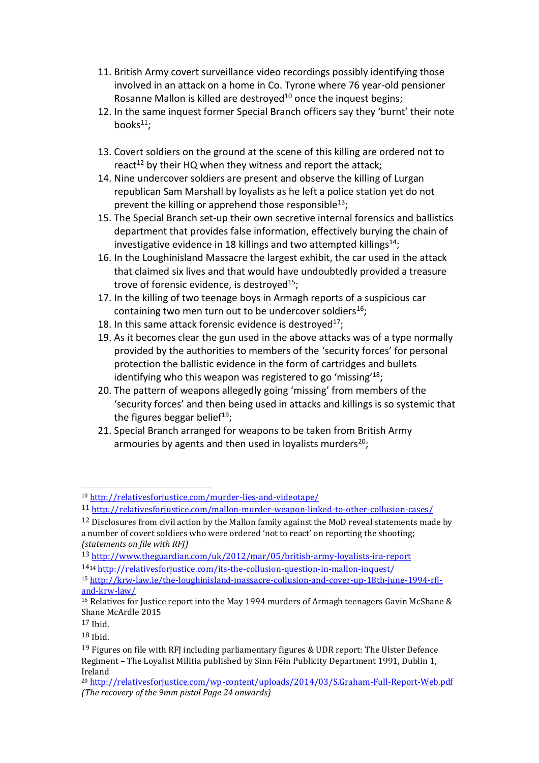11. British Army covert surveillance video recordings possibly identifying those involved in an attack on a home in Co. Tyrone where 76 year-old pensioner Rosanne Mallon is killed are destroyed[10] once the inquest begins;
12. In the same inquest former Special Branch officers say they 'burnt' their note books[11];
13. Covert soldiers on the ground at the scene of this killing are ordered not to react[12] by their HQ when they witness and report the attack;
14. Nine undercover soldiers are present and observe the killing of Lurgan republican Sam Marshall by loyalists as he left a police station yet do not prevent the killing or apprehend those responsible[13];
15. The Special Branch set-up their own secretive internal forensics and ballistics department that provides false information, effectively burying the chain of investigative evidence in 18 killings and two attempted killings[14];
16. In the Loughinisland Massacre the largest exhibit, the car used in the attack that claimed six lives and that would have undoubtedly provided a treasure trove of forensic evidence, is destroyed[15];
17. In the killing of two teenage boys in Armagh reports of a suspicious car containing two men turn out to be undercover soldiers[16];
18. In this same attack forensic evidence is destroyed[17];
19. As it becomes clear the gun used in the above attacks was of a type normally provided by the authorities to members of the 'security forces' for personal protection the ballistic evidence in the form of cartridges and bullets identifying who this weapon was registered to go 'missing'[18];
20. The pattern of weapons allegedly going 'missing' from members of the 'security forces' and then being used in attacks and killings is so systemic that the figures beggar belief[19];
21. Special Branch arranged for weapons to be taken from British Army armouries by agents and then used in loyalists murders[20];

---

[10] http://relativesforjustice.com/murder-lies-and-videotape/

[11] http://relativesforjustice.com/mallon-murder-weapon-linked-to-other-collusion-cases/

[12] Disclosures from civil action by the Mallon family against the MoD reveal statements made by a number of covert soldiers who were ordered 'not to react' on reporting the shooting; *(statements on file with RFJ)*

[13] http://www.theguardian.com/uk/2012/mar/05/british-army-loyalists-ira-report

[14] http://relativesforjustice.com/its-the-collusion-question-in-mallon-inquest/

[15] http://krw-law.ie/the-loughinisland-massacre-collusion-and-cover-up-18th-june-1994-rfj-and-krw-law/

[16] Relatives for Justice report into the May 1994 murders of Armagh teenagers Gavin McShane & Shane McArdle 2015

[17] Ibid.

[18] Ibid.

[19] Figures on file with RFJ including parliamentary figures & UDR report: The Ulster Defence Regiment – The Loyalist Militia published by Sinn Féin Publicity Department 1991, Dublin 1, Ireland

[20] http://relativesforjustice.com/wp-content/uploads/2014/03/S.Graham-Full-Report-Web.pdf *(The recovery of the 9mm pistol Page 24 onwards)*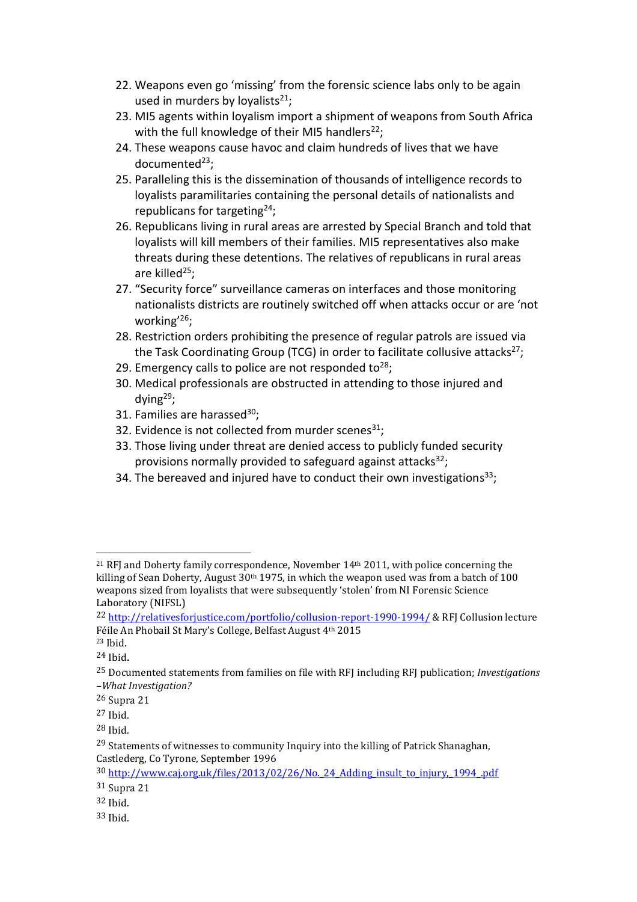22. Weapons even go 'missing' from the forensic science labs only to be again used in murders by loyalists[21];
23. MI5 agents within loyalism import a shipment of weapons from South Africa with the full knowledge of their MI5 handlers[22];
24. These weapons cause havoc and claim hundreds of lives that we have documented[23];
25. Paralleling this is the dissemination of thousands of intelligence records to loyalists paramilitaries containing the personal details of nationalists and republicans for targeting[24];
26. Republicans living in rural areas are arrested by Special Branch and told that loyalists will kill members of their families. MI5 representatives also make threats during these detentions. The relatives of republicans in rural areas are killed[25];
27. "Security force" surveillance cameras on interfaces and those monitoring nationalists districts are routinely switched off when attacks occur or are 'not working'[26];
28. Restriction orders prohibiting the presence of regular patrols are issued via the Task Coordinating Group (TCG) in order to facilitate collusive attacks[27];
29. Emergency calls to police are not responded to[28];
30. Medical professionals are obstructed in attending to those injured and dying[29];
31. Families are harassed[30];
32. Evidence is not collected from murder scenes[31];
33. Those living under threat are denied access to publicly funded security provisions normally provided to safeguard against attacks[32];
34. The bereaved and injured have to conduct their own investigations[33];

---

[21] RFJ and Doherty family correspondence, November 14th 2011, with police concerning the killing of Sean Doherty, August 30th 1975, in which the weapon used was from a batch of 100 weapons sized from loyalists that were subsequently 'stolen' from NI Forensic Science Laboratory (NIFSL)

[22] http://relativesforjustice.com/portfolio/collusion-report-1990-1994/ & RFJ Collusion lecture Féile An Phobail St Mary's College, Belfast August 4th 2015

[23] Ibid.

[24] Ibid.

[25] Documented statements from families on file with RFJ including RFJ publication; *Investigations –What Investigation?*

[26] Supra 21

[27] Ibid.

[28] Ibid.

[29] Statements of witnesses to community Inquiry into the killing of Patrick Shanaghan, Castlederg, Co Tyrone, September 1996

[30] http://www.caj.org.uk/files/2013/02/26/No._24_Adding_insult_to_injury,_1994_.pdf

[31] Supra 21

[32] Ibid.

[33] Ibid.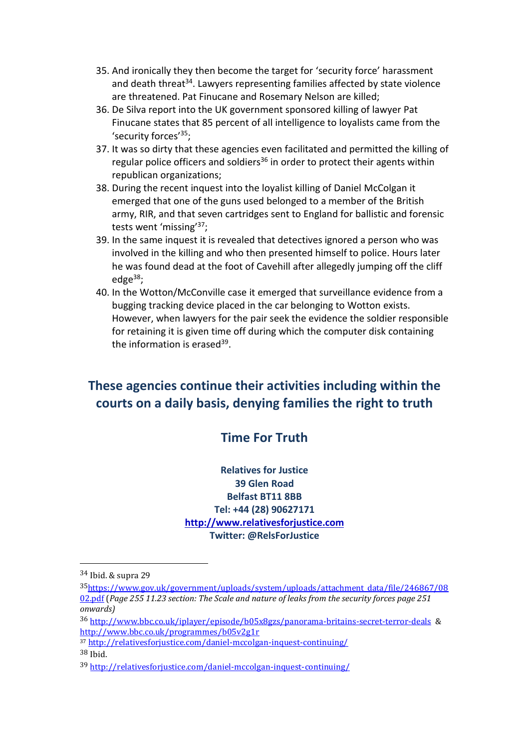35. And ironically they then become the target for 'security force' harassment and death threat[34]. Lawyers representing families affected by state violence are threatened. Pat Finucane and Rosemary Nelson are killed;
36. De Silva report into the UK government sponsored killing of lawyer Pat Finucane states that 85 percent of all intelligence to loyalists came from the 'security forces'[35];
37. It was so dirty that these agencies even facilitated and permitted the killing of regular police officers and soldiers[36] in order to protect their agents within republican organizations;
38. During the recent inquest into the loyalist killing of Daniel McColgan it emerged that one of the guns used belonged to a member of the British army, RIR, and that seven cartridges sent to England for ballistic and forensic tests went 'missing'[37];
39. In the same inquest it is revealed that detectives ignored a person who was involved in the killing and who then presented himself to police. Hours later he was found dead at the foot of Cavehill after allegedly jumping off the cliff edge[38];
40. In the Wotton/McConville case it emerged that surveillance evidence from a bugging tracking device placed in the car belonging to Wotton exists. However, when lawyers for the pair seek the evidence the soldier responsible for retaining it is given time off during which the computer disk containing the information is erased[39].

## These agencies continue their activities including within the courts on a daily basis, denying families the right to truth

### Time For Truth

**Relatives for Justice**
**39 Glen Road**
**Belfast BT11 8BB**
**Tel: +44 (28) 90627171**
**http://www.relativesforjustice.com**
**Twitter: @RelsForJustice**

---

[34] Ibid. & supra 29

[35] https://www.gov.uk/government/uploads/system/uploads/attachment_data/file/246867/0802.pdf (*Page 255 11.23 section: The Scale and nature of leaks from the security forces page 251 onwards)*

[36] http://www.bbc.co.uk/iplayer/episode/b05x8gzs/panorama-britains-secret-terror-deals & http://www.bbc.co.uk/programmes/b05v2g1r

[37] http://relativesforjustice.com/daniel-mccolgan-inquest-continuing/

[38] Ibid.

[39] http://relativesforjustice.com/daniel-mccolgan-inquest-continuing/